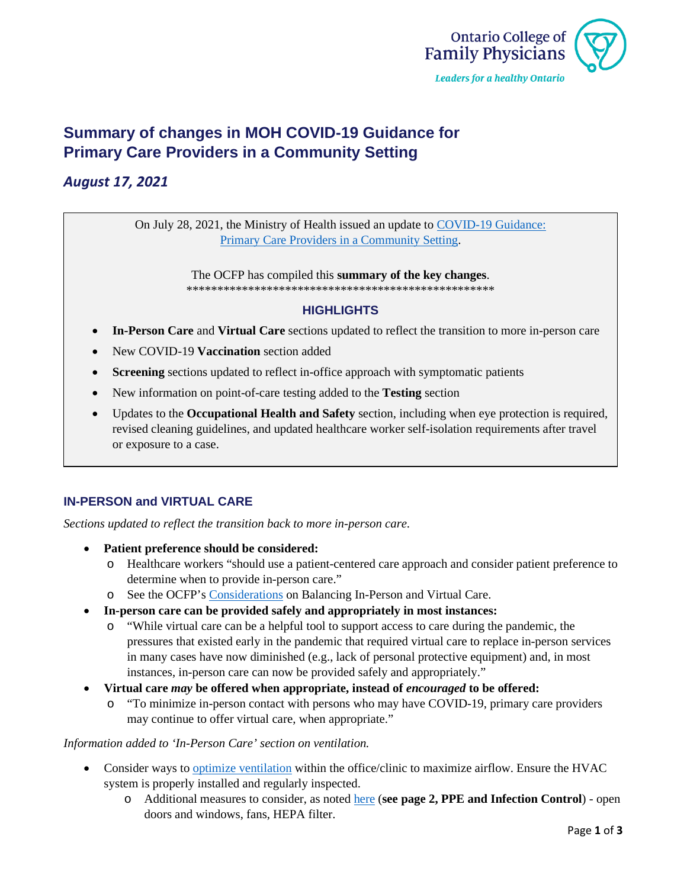# Summary of changes in MOH COVID-19 Guidance for Primary Care Providers in a Community Setting

## *August 17, 2021*

On July 28, 2021, the Ministry of Health issued an update to COVID-19 Guidance: Primary Care Providers in a Community Setting.

The OCFP has compiled this **summary of the key changes**.

**************************************************

### HIGHLIGHTS

- **In-Person Care** and **Virtual Care** sections updated to reflect the transition to more in-person care
- New COVID-19 **Vaccination** section added
- **Screening** sections updated to reflect in-office approach with symptomatic patients
- New information on point-of-care testing added to the **Testing** section
- Updates to the **Occupational Health and Safety** section, including when eye protection is required, revised cleaning guidelines, and updated healthcare worker self-isolation requirements after travel or exposure to a case.

## IN-PERSON and VIRTUAL CARE

*Sections updated to reflect the transition back to more in-person care.*

- **Patient preference should be considered:**
  - Healthcare workers "should use a patient-centered care approach and consider patient preference to determine when to provide in-person care."
  - See the OCFP's Considerations on Balancing In-Person and Virtual Care.
- **In-person care can be provided safely and appropriately in most instances:**
  - "While virtual care can be a helpful tool to support access to care during the pandemic, the pressures that existed early in the pandemic that required virtual care to replace in-person services in many cases have now diminished (e.g., lack of personal protective equipment) and, in most instances, in-person care can now be provided safely and appropriately."
- **Virtual care *may* be offered when appropriate, instead of *encouraged* to be offered:**
  - "To minimize in-person contact with persons who may have COVID-19, primary care providers may continue to offer virtual care, when appropriate."

*Information added to 'In-Person Care' section on ventilation.*

- Consider ways to optimize ventilation within the office/clinic to maximize airflow. Ensure the HVAC system is properly installed and regularly inspected.
  - Additional measures to consider, as noted here (**see page 2, PPE and Infection Control**) - open doors and windows, fans, HEPA filter.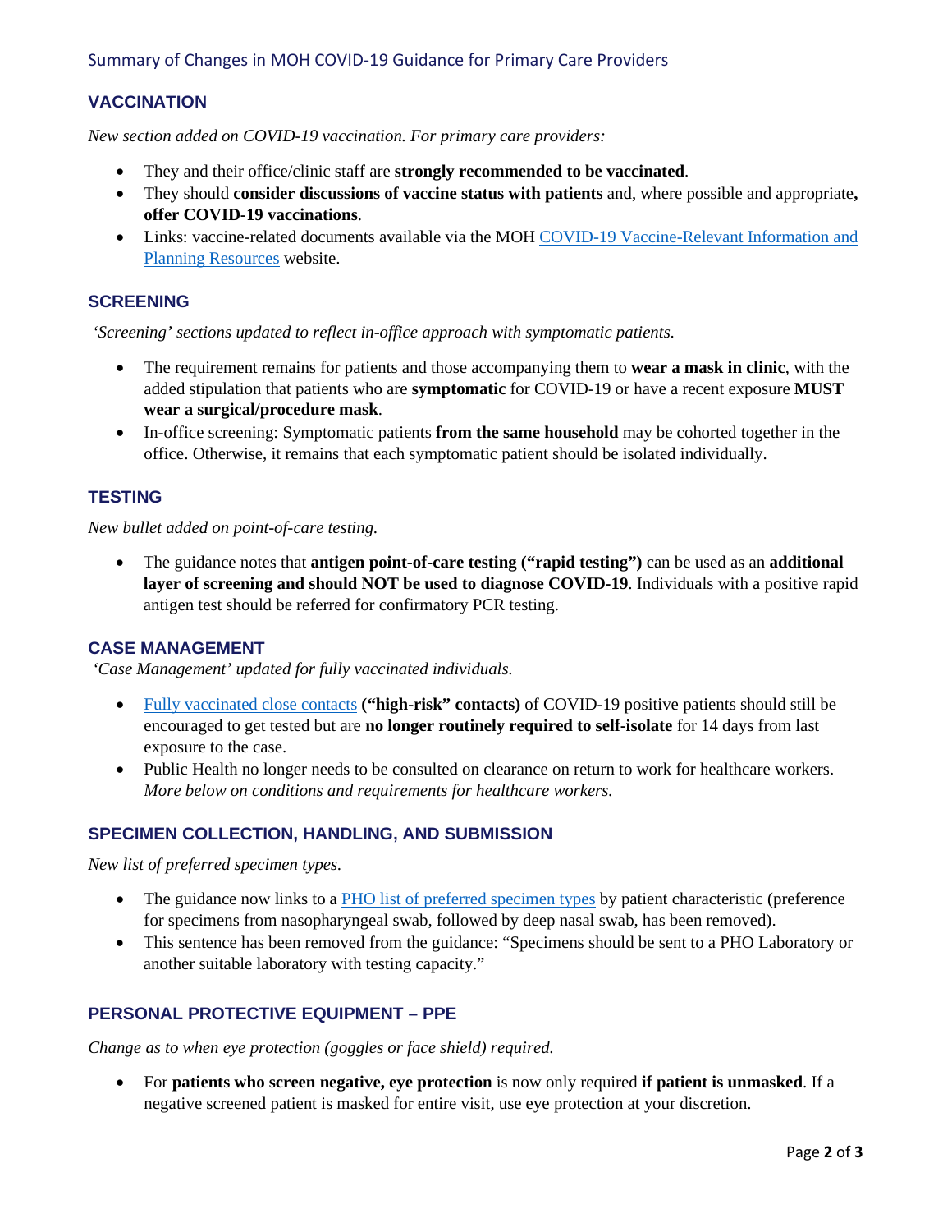## VACCINATION

*New section added on COVID-19 vaccination. For primary care providers:*

- They and their office/clinic staff are **strongly recommended to be vaccinated**.
- They should **consider discussions of vaccine status with patients** and, where possible and appropriate**, offer COVID-19 vaccinations**.
- Links: vaccine-related documents available via the MOH [COVID-19 Vaccine-Relevant Information and Planning Resources]() website.

## SCREENING

*'Screening' sections updated to reflect in-office approach with symptomatic patients.*

- The requirement remains for patients and those accompanying them to **wear a mask in clinic**, with the added stipulation that patients who are **symptomatic** for COVID-19 or have a recent exposure **MUST wear a surgical/procedure mask**.
- In-office screening: Symptomatic patients **from the same household** may be cohorted together in the office. Otherwise, it remains that each symptomatic patient should be isolated individually.

## TESTING

*New bullet added on point-of-care testing.*

- The guidance notes that **antigen point-of-care testing ("rapid testing")** can be used as an **additional layer of screening and should NOT be used to diagnose COVID-19**. Individuals with a positive rapid antigen test should be referred for confirmatory PCR testing.

## CASE MANAGEMENT

*'Case Management' updated for fully vaccinated individuals.*

- [Fully vaccinated close contacts]() **("high-risk" contacts)** of COVID-19 positive patients should still be encouraged to get tested but are **no longer routinely required to self-isolate** for 14 days from last exposure to the case.
- Public Health no longer needs to be consulted on clearance on return to work for healthcare workers. *More below on conditions and requirements for healthcare workers.*

## SPECIMEN COLLECTION, HANDLING, AND SUBMISSION

*New list of preferred specimen types.*

- The guidance now links to a [PHO list of preferred specimen types]() by patient characteristic (preference for specimens from nasopharyngeal swab, followed by deep nasal swab, has been removed).
- This sentence has been removed from the guidance: "Specimens should be sent to a PHO Laboratory or another suitable laboratory with testing capacity."

## PERSONAL PROTECTIVE EQUIPMENT – PPE

*Change as to when eye protection (goggles or face shield) required.*

- For **patients who screen negative, eye protection** is now only required **if patient is unmasked**. If a negative screened patient is masked for entire visit, use eye protection at your discretion.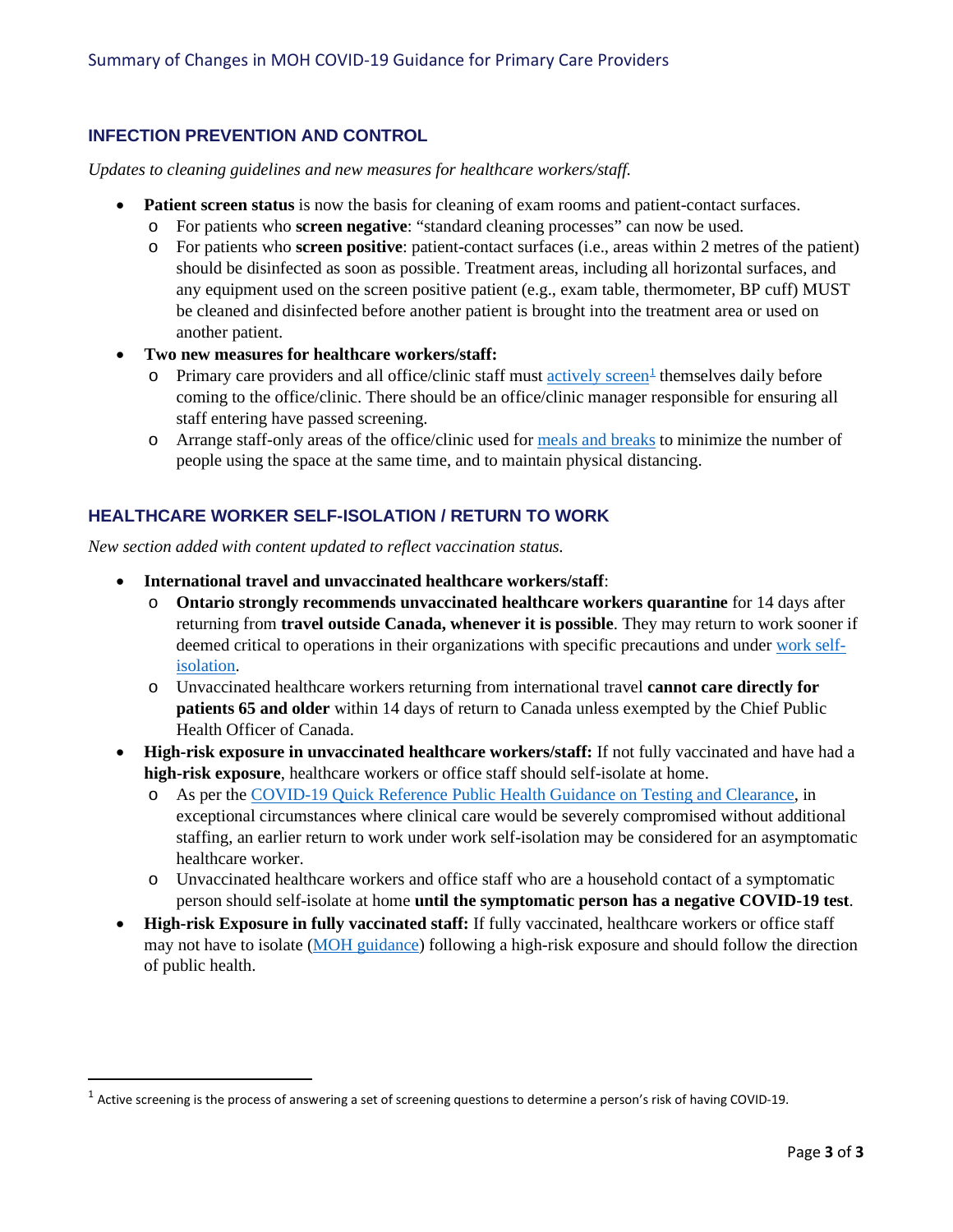## INFECTION PREVENTION AND CONTROL

*Updates to cleaning guidelines and new measures for healthcare workers/staff.*

- **Patient screen status** is now the basis for cleaning of exam rooms and patient-contact surfaces.
  - For patients who **screen negative**: "standard cleaning processes" can now be used.
  - For patients who **screen positive**: patient-contact surfaces (i.e., areas within 2 metres of the patient) should be disinfected as soon as possible. Treatment areas, including all horizontal surfaces, and any equipment used on the screen positive patient (e.g., exam table, thermometer, BP cuff) MUST be cleaned and disinfected before another patient is brought into the treatment area or used on another patient.
- **Two new measures for healthcare workers/staff:**
  - Primary care providers and all office/clinic staff must actively screen[1] themselves daily before coming to the office/clinic. There should be an office/clinic manager responsible for ensuring all staff entering have passed screening.
  - Arrange staff-only areas of the office/clinic used for meals and breaks to minimize the number of people using the space at the same time, and to maintain physical distancing.

## HEALTHCARE WORKER SELF-ISOLATION / RETURN TO WORK

*New section added with content updated to reflect vaccination status.*

- **International travel and unvaccinated healthcare workers/staff**:
  - **Ontario strongly recommends unvaccinated healthcare workers quarantine** for 14 days after returning from **travel outside Canada, whenever it is possible**. They may return to work sooner if deemed critical to operations in their organizations with specific precautions and under work self-isolation.
  - Unvaccinated healthcare workers returning from international travel **cannot care directly for patients 65 and older** within 14 days of return to Canada unless exempted by the Chief Public Health Officer of Canada.
- **High-risk exposure in unvaccinated healthcare workers/staff:** If not fully vaccinated and have had a **high-risk exposure**, healthcare workers or office staff should self-isolate at home.
  - As per the COVID-19 Quick Reference Public Health Guidance on Testing and Clearance, in exceptional circumstances where clinical care would be severely compromised without additional staffing, an earlier return to work under work self-isolation may be considered for an asymptomatic healthcare worker.
  - Unvaccinated healthcare workers and office staff who are a household contact of a symptomatic person should self-isolate at home **until the symptomatic person has a negative COVID-19 test**.
- **High-risk Exposure in fully vaccinated staff:** If fully vaccinated, healthcare workers or office staff may not have to isolate (MOH guidance) following a high-risk exposure and should follow the direction of public health.

[1] Active screening is the process of answering a set of screening questions to determine a person's risk of having COVID-19.